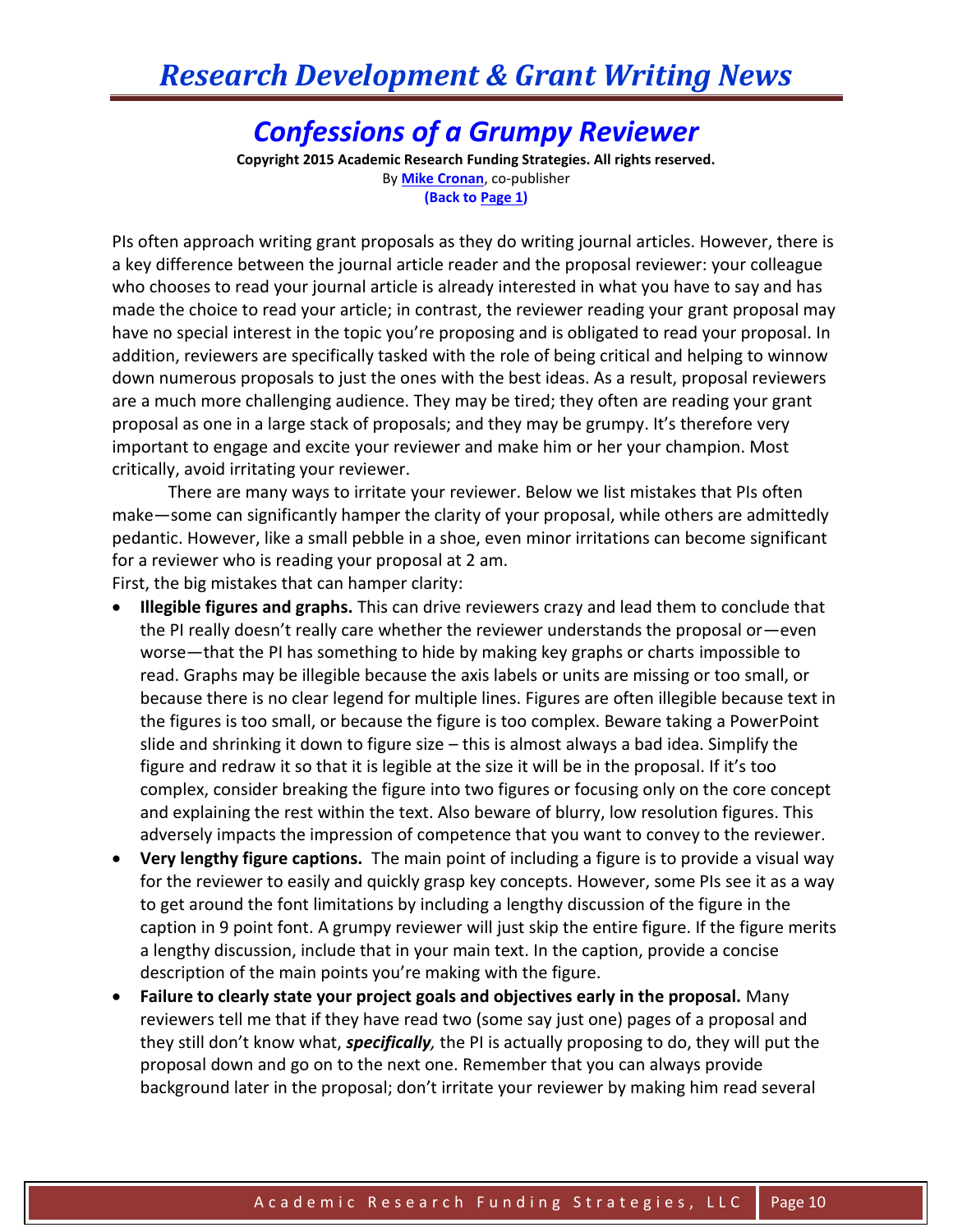# Confessions of a Grumpy Reviewer

**Copyright 2015 Academic Research Funding Strategies. All rights reserved.**

By **Mike Cronan**, co-publisher

**(Back to Page 1)**

PIs often approach writing grant proposals as they do writing journal articles. However, there is a key difference between the journal article reader and the proposal reviewer: your colleague who chooses to read your journal article is already interested in what you have to say and has made the choice to read your article; in contrast, the reviewer reading your grant proposal may have no special interest in the topic you're proposing and is obligated to read your proposal. In addition, reviewers are specifically tasked with the role of being critical and helping to winnow down numerous proposals to just the ones with the best ideas. As a result, proposal reviewers are a much more challenging audience. They may be tired; they often are reading your grant proposal as one in a large stack of proposals; and they may be grumpy. It's therefore very important to engage and excite your reviewer and make him or her your champion. Most critically, avoid irritating your reviewer.

There are many ways to irritate your reviewer. Below we list mistakes that PIs often make—some can significantly hamper the clarity of your proposal, while others are admittedly pedantic. However, like a small pebble in a shoe, even minor irritations can become significant for a reviewer who is reading your proposal at 2 am.

First, the big mistakes that can hamper clarity:

- **Illegible figures and graphs.** This can drive reviewers crazy and lead them to conclude that the PI really doesn't really care whether the reviewer understands the proposal or—even worse—that the PI has something to hide by making key graphs or charts impossible to read. Graphs may be illegible because the axis labels or units are missing or too small, or because there is no clear legend for multiple lines. Figures are often illegible because text in the figures is too small, or because the figure is too complex. Beware taking a PowerPoint slide and shrinking it down to figure size – this is almost always a bad idea. Simplify the figure and redraw it so that it is legible at the size it will be in the proposal. If it's too complex, consider breaking the figure into two figures or focusing only on the core concept and explaining the rest within the text. Also beware of blurry, low resolution figures. This adversely impacts the impression of competence that you want to convey to the reviewer.
- **Very lengthy figure captions.** The main point of including a figure is to provide a visual way for the reviewer to easily and quickly grasp key concepts. However, some PIs see it as a way to get around the font limitations by including a lengthy discussion of the figure in the caption in 9 point font. A grumpy reviewer will just skip the entire figure. If the figure merits a lengthy discussion, include that in your main text. In the caption, provide a concise description of the main points you're making with the figure.
- **Failure to clearly state your project goals and objectives early in the proposal.** Many reviewers tell me that if they have read two (some say just one) pages of a proposal and they still don't know what, ***specifically,*** the PI is actually proposing to do, they will put the proposal down and go on to the next one. Remember that you can always provide background later in the proposal; don't irritate your reviewer by making him read several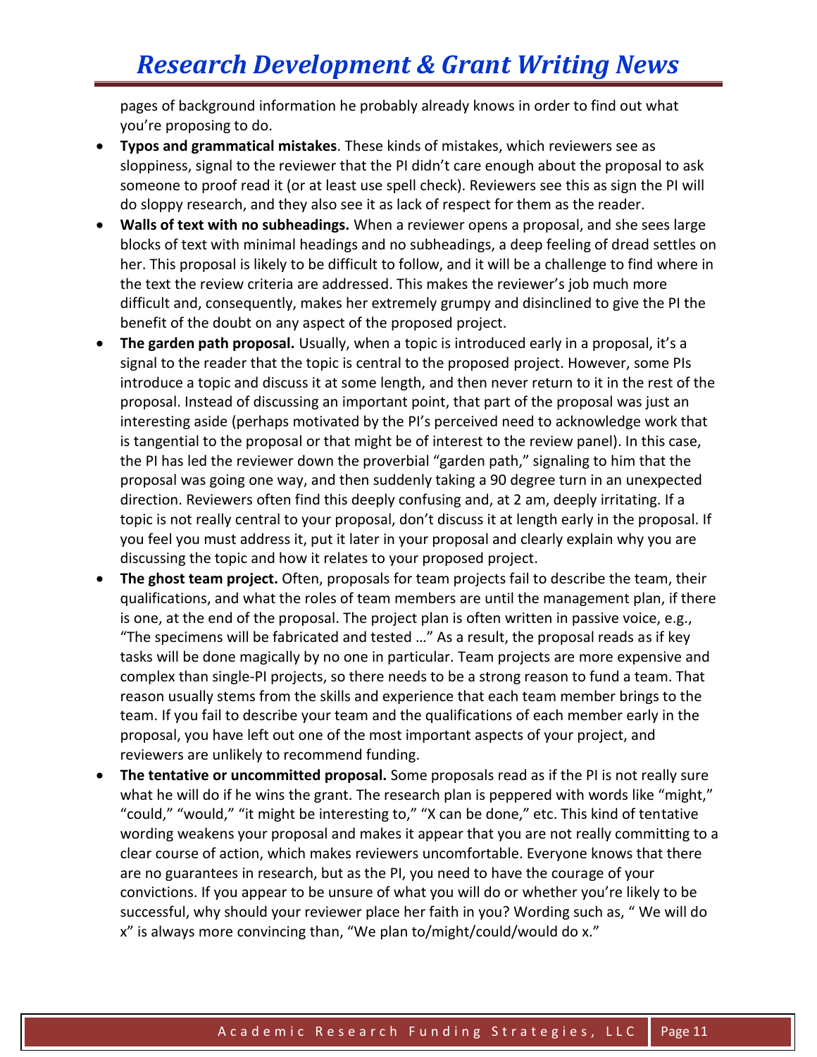pages of background information he probably already knows in order to find out what you're proposing to do.

- **Typos and grammatical mistakes**. These kinds of mistakes, which reviewers see as sloppiness, signal to the reviewer that the PI didn't care enough about the proposal to ask someone to proof read it (or at least use spell check). Reviewers see this as sign the PI will do sloppy research, and they also see it as lack of respect for them as the reader.
- **Walls of text with no subheadings.** When a reviewer opens a proposal, and she sees large blocks of text with minimal headings and no subheadings, a deep feeling of dread settles on her. This proposal is likely to be difficult to follow, and it will be a challenge to find where in the text the review criteria are addressed. This makes the reviewer's job much more difficult and, consequently, makes her extremely grumpy and disinclined to give the PI the benefit of the doubt on any aspect of the proposed project.
- **The garden path proposal.** Usually, when a topic is introduced early in a proposal, it's a signal to the reader that the topic is central to the proposed project. However, some PIs introduce a topic and discuss it at some length, and then never return to it in the rest of the proposal. Instead of discussing an important point, that part of the proposal was just an interesting aside (perhaps motivated by the PI's perceived need to acknowledge work that is tangential to the proposal or that might be of interest to the review panel). In this case, the PI has led the reviewer down the proverbial "garden path," signaling to him that the proposal was going one way, and then suddenly taking a 90 degree turn in an unexpected direction. Reviewers often find this deeply confusing and, at 2 am, deeply irritating. If a topic is not really central to your proposal, don't discuss it at length early in the proposal. If you feel you must address it, put it later in your proposal and clearly explain why you are discussing the topic and how it relates to your proposed project.
- **The ghost team project.** Often, proposals for team projects fail to describe the team, their qualifications, and what the roles of team members are until the management plan, if there is one, at the end of the proposal. The project plan is often written in passive voice, e.g., "The specimens will be fabricated and tested …" As a result, the proposal reads as if key tasks will be done magically by no one in particular. Team projects are more expensive and complex than single-PI projects, so there needs to be a strong reason to fund a team. That reason usually stems from the skills and experience that each team member brings to the team. If you fail to describe your team and the qualifications of each member early in the proposal, you have left out one of the most important aspects of your project, and reviewers are unlikely to recommend funding.
- **The tentative or uncommitted proposal.** Some proposals read as if the PI is not really sure what he will do if he wins the grant. The research plan is peppered with words like "might," "could," "would," "it might be interesting to," "X can be done," etc. This kind of tentative wording weakens your proposal and makes it appear that you are not really committing to a clear course of action, which makes reviewers uncomfortable. Everyone knows that there are no guarantees in research, but as the PI, you need to have the courage of your convictions. If you appear to be unsure of what you will do or whether you're likely to be successful, why should your reviewer place her faith in you? Wording such as, " We will do x" is always more convincing than, "We plan to/might/could/would do x."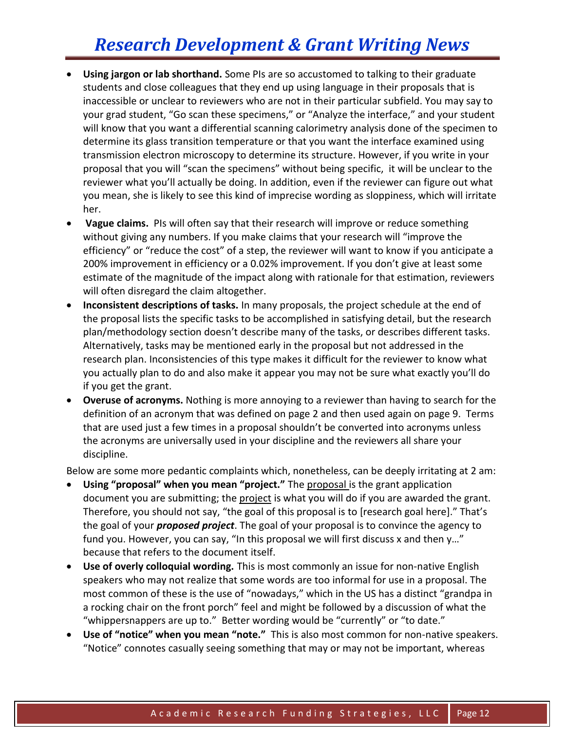- **Using jargon or lab shorthand.** Some PIs are so accustomed to talking to their graduate students and close colleagues that they end up using language in their proposals that is inaccessible or unclear to reviewers who are not in their particular subfield. You may say to your grad student, "Go scan these specimens," or "Analyze the interface," and your student will know that you want a differential scanning calorimetry analysis done of the specimen to determine its glass transition temperature or that you want the interface examined using transmission electron microscopy to determine its structure. However, if you write in your proposal that you will "scan the specimens" without being specific, it will be unclear to the reviewer what you'll actually be doing. In addition, even if the reviewer can figure out what you mean, she is likely to see this kind of imprecise wording as sloppiness, which will irritate her.
- **Vague claims.** PIs will often say that their research will improve or reduce something without giving any numbers. If you make claims that your research will "improve the efficiency" or "reduce the cost" of a step, the reviewer will want to know if you anticipate a 200% improvement in efficiency or a 0.02% improvement. If you don't give at least some estimate of the magnitude of the impact along with rationale for that estimation, reviewers will often disregard the claim altogether.
- **Inconsistent descriptions of tasks.** In many proposals, the project schedule at the end of the proposal lists the specific tasks to be accomplished in satisfying detail, but the research plan/methodology section doesn't describe many of the tasks, or describes different tasks. Alternatively, tasks may be mentioned early in the proposal but not addressed in the research plan. Inconsistencies of this type makes it difficult for the reviewer to know what you actually plan to do and also make it appear you may not be sure what exactly you'll do if you get the grant.
- **Overuse of acronyms.** Nothing is more annoying to a reviewer than having to search for the definition of an acronym that was defined on page 2 and then used again on page 9. Terms that are used just a few times in a proposal shouldn't be converted into acronyms unless the acronyms are universally used in your discipline and the reviewers all share your discipline.

Below are some more pedantic complaints which, nonetheless, can be deeply irritating at 2 am:

- **Using "proposal" when you mean "project."** The <u>proposal</u> is the grant application document you are submitting; the <u>project</u> is what you will do if you are awarded the grant. Therefore, you should not say, "the goal of this proposal is to [research goal here]." That's the goal of your ***proposed project***. The goal of your proposal is to convince the agency to fund you. However, you can say, "In this proposal we will first discuss x and then y…" because that refers to the document itself.
- **Use of overly colloquial wording.** This is most commonly an issue for non-native English speakers who may not realize that some words are too informal for use in a proposal. The most common of these is the use of "nowadays," which in the US has a distinct "grandpa in a rocking chair on the front porch" feel and might be followed by a discussion of what the "whippersnappers are up to." Better wording would be "currently" or "to date."
- **Use of "notice" when you mean "note."** This is also most common for non-native speakers. "Notice" connotes casually seeing something that may or may not be important, whereas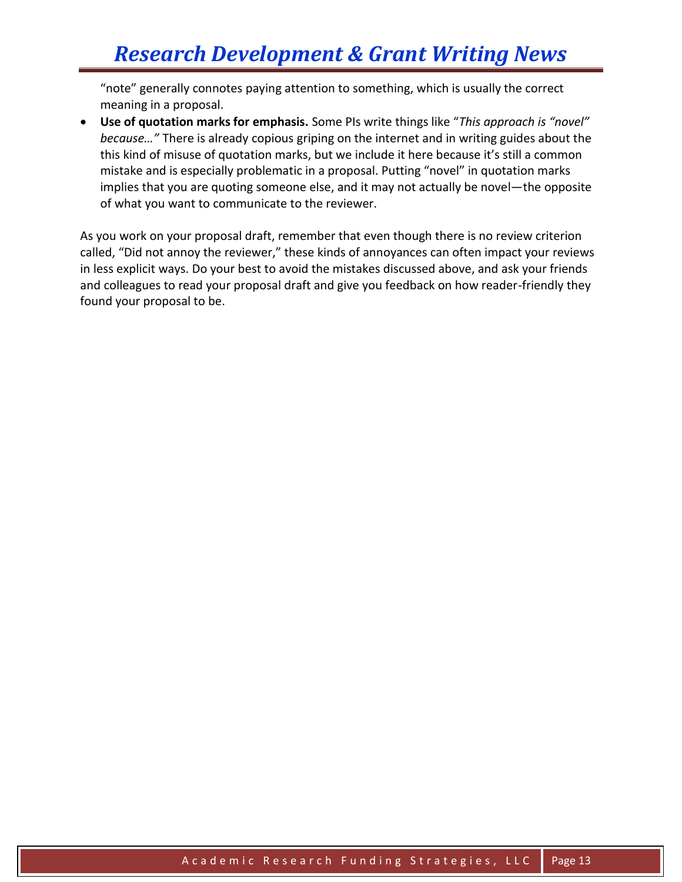“note” generally connotes paying attention to something, which is usually the correct meaning in a proposal.

- **Use of quotation marks for emphasis.** Some PIs write things like “*This approach is “novel” because…”* There is already copious griping on the internet and in writing guides about the this kind of misuse of quotation marks, but we include it here because it’s still a common mistake and is especially problematic in a proposal. Putting “novel” in quotation marks implies that you are quoting someone else, and it may not actually be novel—the opposite of what you want to communicate to the reviewer.

As you work on your proposal draft, remember that even though there is no review criterion called, “Did not annoy the reviewer,” these kinds of annoyances can often impact your reviews in less explicit ways. Do your best to avoid the mistakes discussed above, and ask your friends and colleagues to read your proposal draft and give you feedback on how reader-friendly they found your proposal to be.